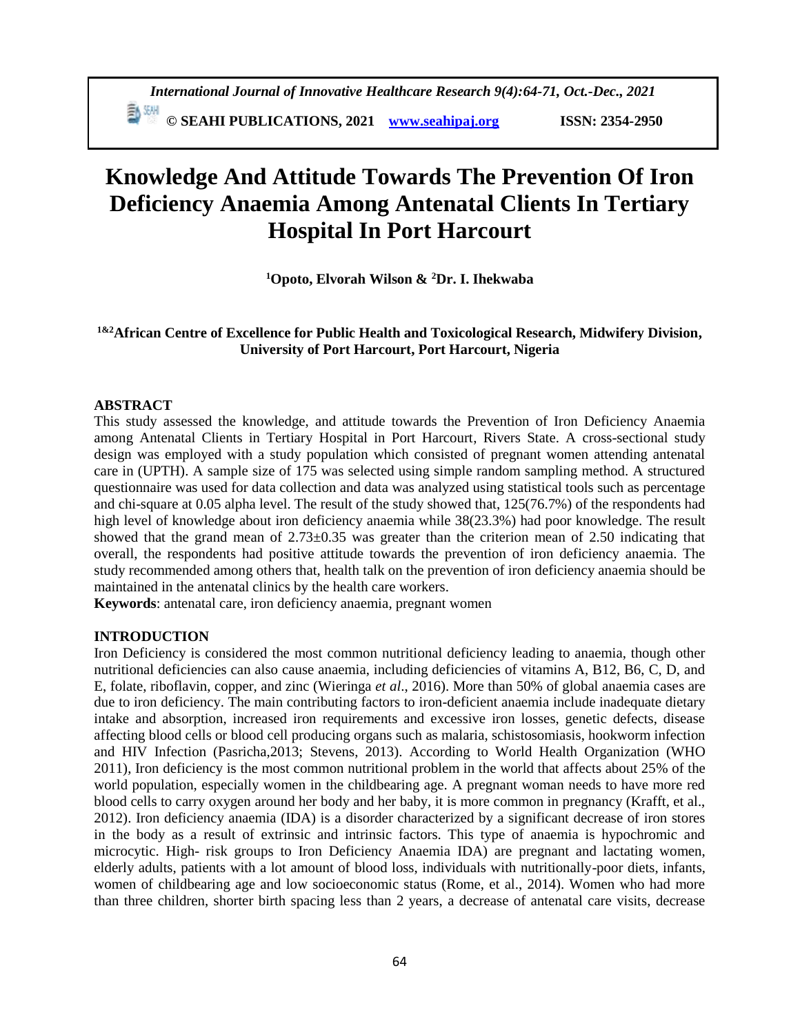# Knowledge And Attitude Towards The Prevention Of Iron Deficiency Anaemia Among Antenatal Clients In Tertiary Hospital In Port Harcourt

**[1]Opoto, Elvorah Wilson & [2]Dr. I. Ihekwaba**

**[1&2]African Centre of Excellence for Public Health and Toxicological Research, Midwifery Division, University of Port Harcourt, Port Harcourt, Nigeria**

## ABSTRACT

This study assessed the knowledge, and attitude towards the Prevention of Iron Deficiency Anaemia among Antenatal Clients in Tertiary Hospital in Port Harcourt, Rivers State. A cross-sectional study design was employed with a study population which consisted of pregnant women attending antenatal care in (UPTH). A sample size of 175 was selected using simple random sampling method. A structured questionnaire was used for data collection and data was analyzed using statistical tools such as percentage and chi-square at 0.05 alpha level. The result of the study showed that, 125(76.7%) of the respondents had high level of knowledge about iron deficiency anaemia while 38(23.3%) had poor knowledge. The result showed that the grand mean of $2.73 \pm 0.35$ was greater than the criterion mean of 2.50 indicating that overall, the respondents had positive attitude towards the prevention of iron deficiency anaemia. The study recommended among others that, health talk on the prevention of iron deficiency anaemia should be maintained in the antenatal clinics by the health care workers.

**Keywords**: antenatal care, iron deficiency anaemia, pregnant women

## INTRODUCTION

Iron Deficiency is considered the most common nutritional deficiency leading to anaemia, though other nutritional deficiencies can also cause anaemia, including deficiencies of vitamins A, B12, B6, C, D, and E, folate, riboflavin, copper, and zinc (Wieringa *et al*., 2016). More than 50% of global anaemia cases are due to iron deficiency. The main contributing factors to iron-deficient anaemia include inadequate dietary intake and absorption, increased iron requirements and excessive iron losses, genetic defects, disease affecting blood cells or blood cell producing organs such as malaria, schistosomiasis, hookworm infection and HIV Infection (Pasricha,2013; Stevens, 2013). According to World Health Organization (WHO 2011), Iron deficiency is the most common nutritional problem in the world that affects about 25% of the world population, especially women in the childbearing age. A pregnant woman needs to have more red blood cells to carry oxygen around her body and her baby, it is more common in pregnancy (Krafft, et al., 2012). Iron deficiency anaemia (IDA) is a disorder characterized by a significant decrease of iron stores in the body as a result of extrinsic and intrinsic factors. This type of anaemia is hypochromic and microcytic. High- risk groups to Iron Deficiency Anaemia IDA) are pregnant and lactating women, elderly adults, patients with a lot amount of blood loss, individuals with nutritionally-poor diets, infants, women of childbearing age and low socioeconomic status (Rome, et al., 2014). Women who had more than three children, shorter birth spacing less than 2 years, a decrease of antenatal care visits, decrease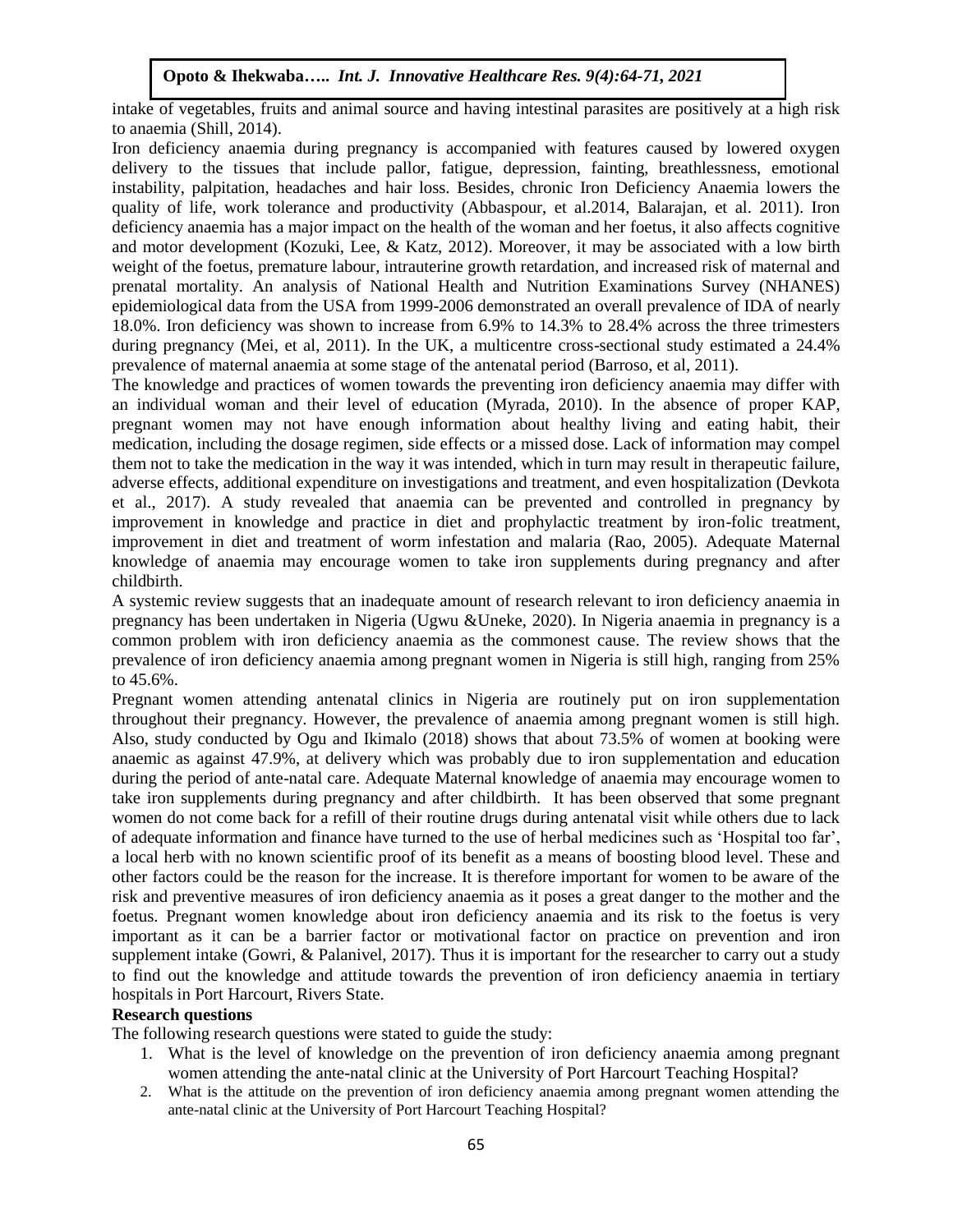intake of vegetables, fruits and animal source and having intestinal parasites are positively at a high risk to anaemia (Shill, 2014).

Iron deficiency anaemia during pregnancy is accompanied with features caused by lowered oxygen delivery to the tissues that include pallor, fatigue, depression, fainting, breathlessness, emotional instability, palpitation, headaches and hair loss. Besides, chronic Iron Deficiency Anaemia lowers the quality of life, work tolerance and productivity (Abbaspour, et al.2014, Balarajan, et al. 2011). Iron deficiency anaemia has a major impact on the health of the woman and her foetus, it also affects cognitive and motor development (Kozuki, Lee, & Katz, 2012). Moreover, it may be associated with a low birth weight of the foetus, premature labour, intrauterine growth retardation, and increased risk of maternal and prenatal mortality. An analysis of National Health and Nutrition Examinations Survey (NHANES) epidemiological data from the USA from 1999-2006 demonstrated an overall prevalence of IDA of nearly 18.0%. Iron deficiency was shown to increase from 6.9% to 14.3% to 28.4% across the three trimesters during pregnancy (Mei, et al, 2011). In the UK, a multicentre cross-sectional study estimated a 24.4% prevalence of maternal anaemia at some stage of the antenatal period (Barroso, et al, 2011).

The knowledge and practices of women towards the preventing iron deficiency anaemia may differ with an individual woman and their level of education (Myrada, 2010). In the absence of proper KAP, pregnant women may not have enough information about healthy living and eating habit, their medication, including the dosage regimen, side effects or a missed dose. Lack of information may compel them not to take the medication in the way it was intended, which in turn may result in therapeutic failure, adverse effects, additional expenditure on investigations and treatment, and even hospitalization (Devkota et al., 2017). A study revealed that anaemia can be prevented and controlled in pregnancy by improvement in knowledge and practice in diet and prophylactic treatment by iron-folic treatment, improvement in diet and treatment of worm infestation and malaria (Rao, 2005). Adequate Maternal knowledge of anaemia may encourage women to take iron supplements during pregnancy and after childbirth.

A systemic review suggests that an inadequate amount of research relevant to iron deficiency anaemia in pregnancy has been undertaken in Nigeria (Ugwu &Uneke, 2020). In Nigeria anaemia in pregnancy is a common problem with iron deficiency anaemia as the commonest cause. The review shows that the prevalence of iron deficiency anaemia among pregnant women in Nigeria is still high, ranging from 25% to 45.6%.

Pregnant women attending antenatal clinics in Nigeria are routinely put on iron supplementation throughout their pregnancy. However, the prevalence of anaemia among pregnant women is still high. Also, study conducted by Ogu and Ikimalo (2018) shows that about 73.5% of women at booking were anaemic as against 47.9%, at delivery which was probably due to iron supplementation and education during the period of ante-natal care. Adequate Maternal knowledge of anaemia may encourage women to take iron supplements during pregnancy and after childbirth. It has been observed that some pregnant women do not come back for a refill of their routine drugs during antenatal visit while others due to lack of adequate information and finance have turned to the use of herbal medicines such as 'Hospital too far', a local herb with no known scientific proof of its benefit as a means of boosting blood level. These and other factors could be the reason for the increase. It is therefore important for women to be aware of the risk and preventive measures of iron deficiency anaemia as it poses a great danger to the mother and the foetus. Pregnant women knowledge about iron deficiency anaemia and its risk to the foetus is very important as it can be a barrier factor or motivational factor on practice on prevention and iron supplement intake (Gowri, & Palanivel, 2017). Thus it is important for the researcher to carry out a study to find out the knowledge and attitude towards the prevention of iron deficiency anaemia in tertiary hospitals in Port Harcourt, Rivers State.

**Research questions**

The following research questions were stated to guide the study:

1. What is the level of knowledge on the prevention of iron deficiency anaemia among pregnant women attending the ante-natal clinic at the University of Port Harcourt Teaching Hospital?
2. What is the attitude on the prevention of iron deficiency anaemia among pregnant women attending the ante-natal clinic at the University of Port Harcourt Teaching Hospital?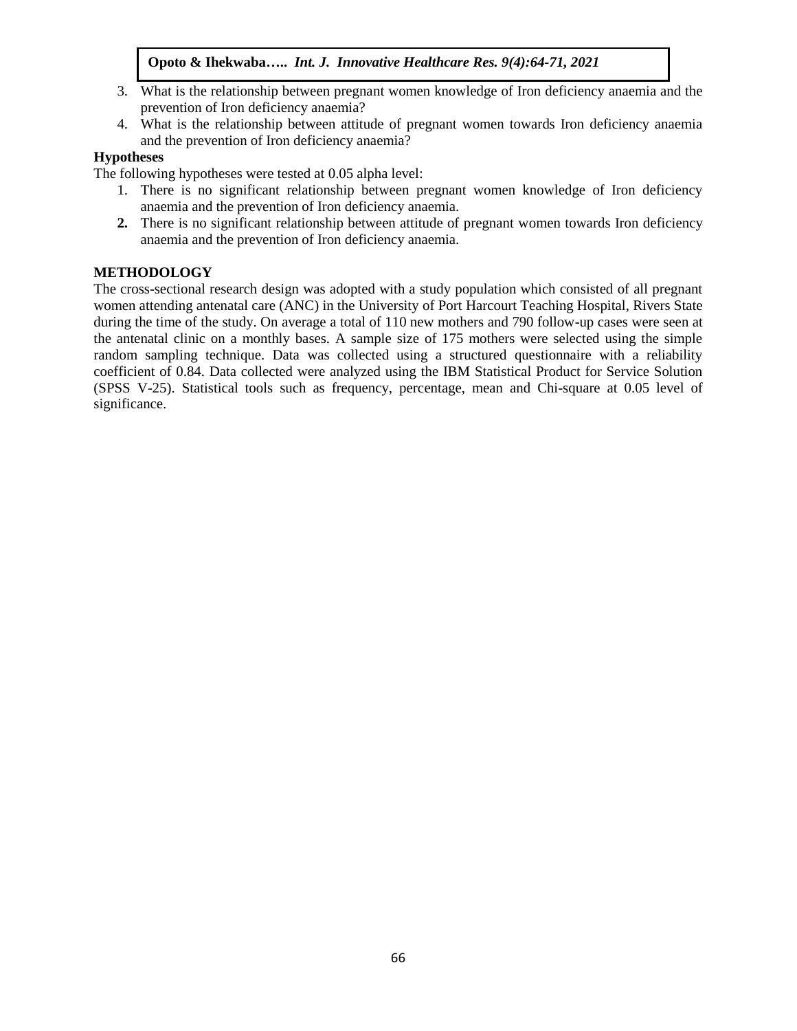3. What is the relationship between pregnant women knowledge of Iron deficiency anaemia and the prevention of Iron deficiency anaemia?
4. What is the relationship between attitude of pregnant women towards Iron deficiency anaemia and the prevention of Iron deficiency anaemia?

**Hypotheses**

The following hypotheses were tested at 0.05 alpha level:

1. There is no significant relationship between pregnant women knowledge of Iron deficiency anaemia and the prevention of Iron deficiency anaemia.
2. There is no significant relationship between attitude of pregnant women towards Iron deficiency anaemia and the prevention of Iron deficiency anaemia.

## METHODOLOGY

The cross-sectional research design was adopted with a study population which consisted of all pregnant women attending antenatal care (ANC) in the University of Port Harcourt Teaching Hospital, Rivers State during the time of the study. On average a total of 110 new mothers and 790 follow-up cases were seen at the antenatal clinic on a monthly bases. A sample size of 175 mothers were selected using the simple random sampling technique. Data was collected using a structured questionnaire with a reliability coefficient of 0.84. Data collected were analyzed using the IBM Statistical Product for Service Solution (SPSS V-25). Statistical tools such as frequency, percentage, mean and Chi-square at 0.05 level of significance.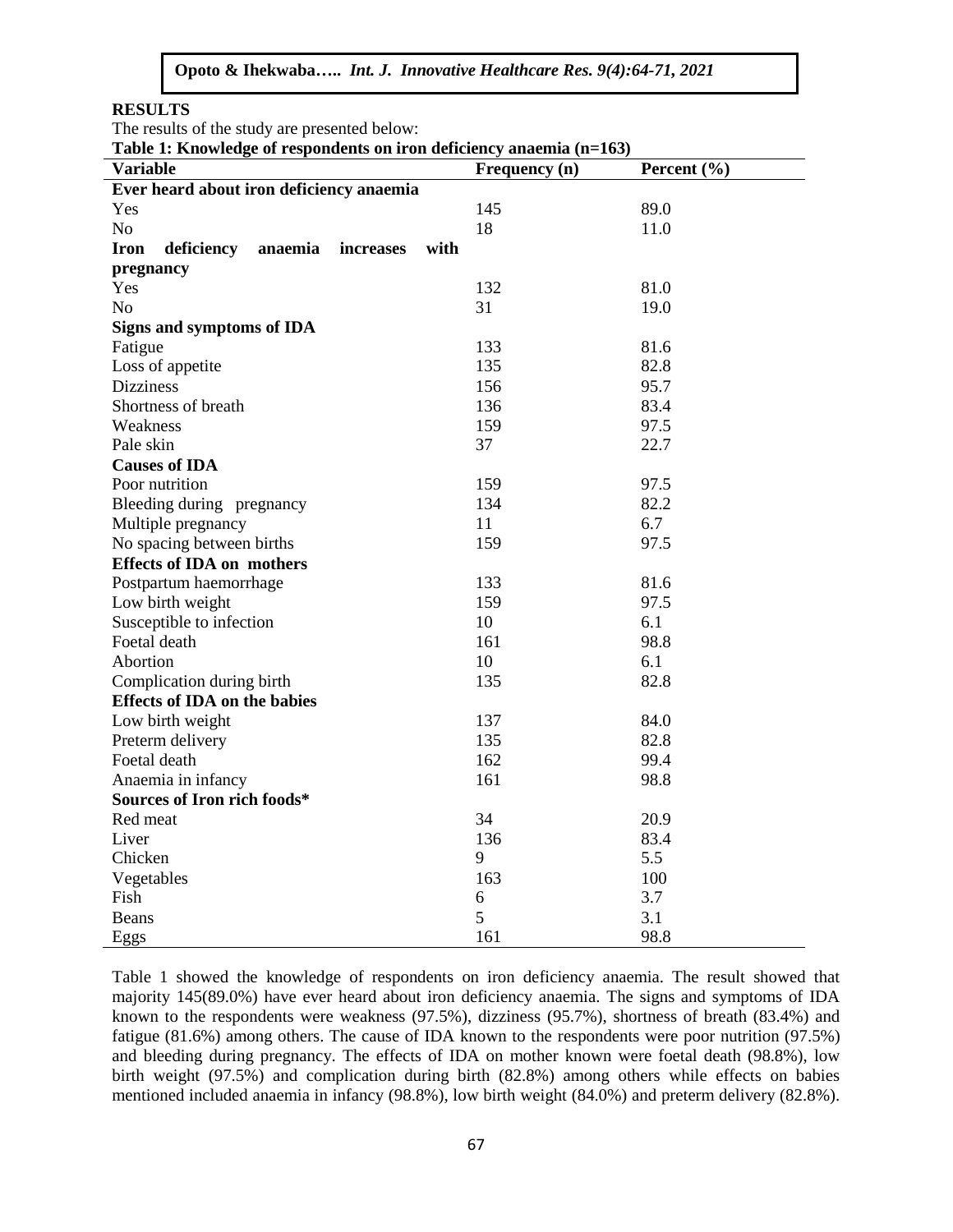## RESULTS

The results of the study are presented below:

**Table 1: Knowledge of respondents on iron deficiency anaemia (n=163)**

| Variable | Frequency (n) | Percent (%) |
|---|---|---|
| **Ever heard about iron deficiency anaemia** | | |
| Yes | 145 | 89.0 |
| No | 18 | 11.0 |
| **Iron deficiency anaemia increases with pregnancy** | | |
| Yes | 132 | 81.0 |
| No | 31 | 19.0 |
| **Signs and symptoms of IDA** | | |
| Fatigue | 133 | 81.6 |
| Loss of appetite | 135 | 82.8 |
| Dizziness | 156 | 95.7 |
| Shortness of breath | 136 | 83.4 |
| Weakness | 159 | 97.5 |
| Pale skin | 37 | 22.7 |
| **Causes of IDA** | | |
| Poor nutrition | 159 | 97.5 |
| Bleeding during pregnancy | 134 | 82.2 |
| Multiple pregnancy | 11 | 6.7 |
| No spacing between births | 159 | 97.5 |
| **Effects of IDA on mothers** | | |
| Postpartum haemorrhage | 133 | 81.6 |
| Low birth weight | 159 | 97.5 |
| Susceptible to infection | 10 | 6.1 |
| Foetal death | 161 | 98.8 |
| Abortion | 10 | 6.1 |
| Complication during birth | 135 | 82.8 |
| **Effects of IDA on the babies** | | |
| Low birth weight | 137 | 84.0 |
| Preterm delivery | 135 | 82.8 |
| Foetal death | 162 | 99.4 |
| Anaemia in infancy | 161 | 98.8 |
| **Sources of Iron rich foods*** | | |
| Red meat | 34 | 20.9 |
| Liver | 136 | 83.4 |
| Chicken | 9 | 5.5 |
| Vegetables | 163 | 100 |
| Fish | 6 | 3.7 |
| Beans | 5 | 3.1 |
| Eggs | 161 | 98.8 |

Table 1 showed the knowledge of respondents on iron deficiency anaemia. The result showed that majority 145(89.0%) have ever heard about iron deficiency anaemia. The signs and symptoms of IDA known to the respondents were weakness (97.5%), dizziness (95.7%), shortness of breath (83.4%) and fatigue (81.6%) among others. The cause of IDA known to the respondents were poor nutrition (97.5%) and bleeding during pregnancy. The effects of IDA on mother known were foetal death (98.8%), low birth weight (97.5%) and complication during birth (82.8%) among others while effects on babies mentioned included anaemia in infancy (98.8%), low birth weight (84.0%) and preterm delivery (82.8%).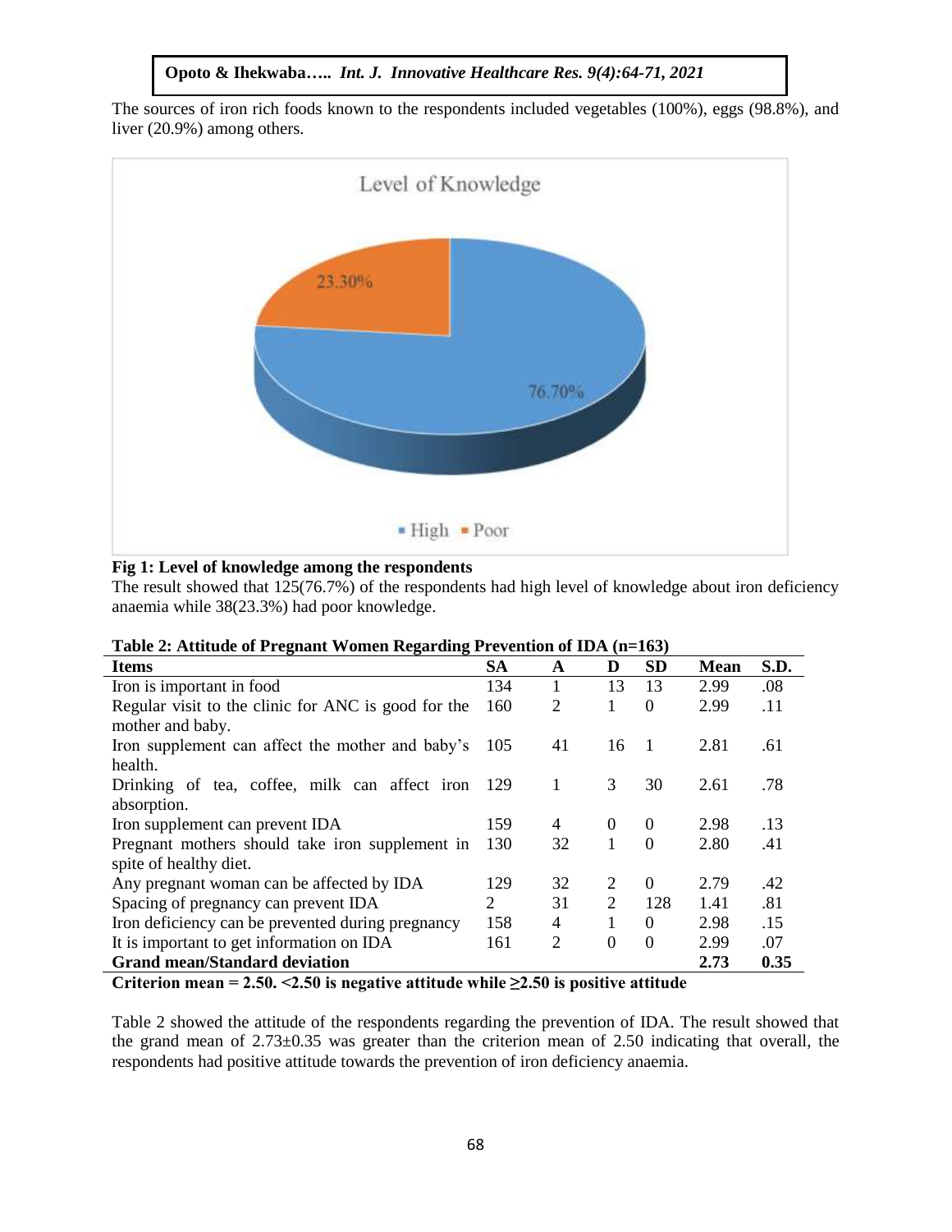The sources of iron rich foods known to the respondents included vegetables (100%), eggs (98.8%), and liver (20.9%) among others.

**Fig 1: Level of knowledge among the respondents**

The result showed that 125(76.7%) of the respondents had high level of knowledge about iron deficiency anaemia while 38(23.3%) had poor knowledge.

**Table 2: Attitude of Pregnant Women Regarding Prevention of IDA (n=163)**

| Items | SA | A | D | SD | Mean | S.D. |
|---|---|---|---|---|---|---|
| Iron is important in food | 134 | 1 | 13 | 13 | 2.99 | .08 |
| Regular visit to the clinic for ANC is good for the mother and baby. | 160 | 2 | 1 | 0 | 2.99 | .11 |
| Iron supplement can affect the mother and baby's health. | 105 | 41 | 16 | 1 | 2.81 | .61 |
| Drinking of tea, coffee, milk can affect iron absorption. | 129 | 1 | 3 | 30 | 2.61 | .78 |
| Iron supplement can prevent IDA | 159 | 4 | 0 | 0 | 2.98 | .13 |
| Pregnant mothers should take iron supplement in spite of healthy diet. | 130 | 32 | 1 | 0 | 2.80 | .41 |
| Any pregnant woman can be affected by IDA | 129 | 32 | 2 | 0 | 2.79 | .42 |
| Spacing of pregnancy can prevent IDA | 2 | 31 | 2 | 128 | 1.41 | .81 |
| Iron deficiency can be prevented during pregnancy | 158 | 4 | 1 | 0 | 2.98 | .15 |
| It is important to get information on IDA | 161 | 2 | 0 | 0 | 2.99 | .07 |
| **Grand mean/Standard deviation** | | | | | **2.73** | **0.35** |

**Criterion mean = 2.50. <2.50 is negative attitude while ≥2.50 is positive attitude**

Table 2 showed the attitude of the respondents regarding the prevention of IDA. The result showed that the grand mean of 2.73±0.35 was greater than the criterion mean of 2.50 indicating that overall, the respondents had positive attitude towards the prevention of iron deficiency anaemia.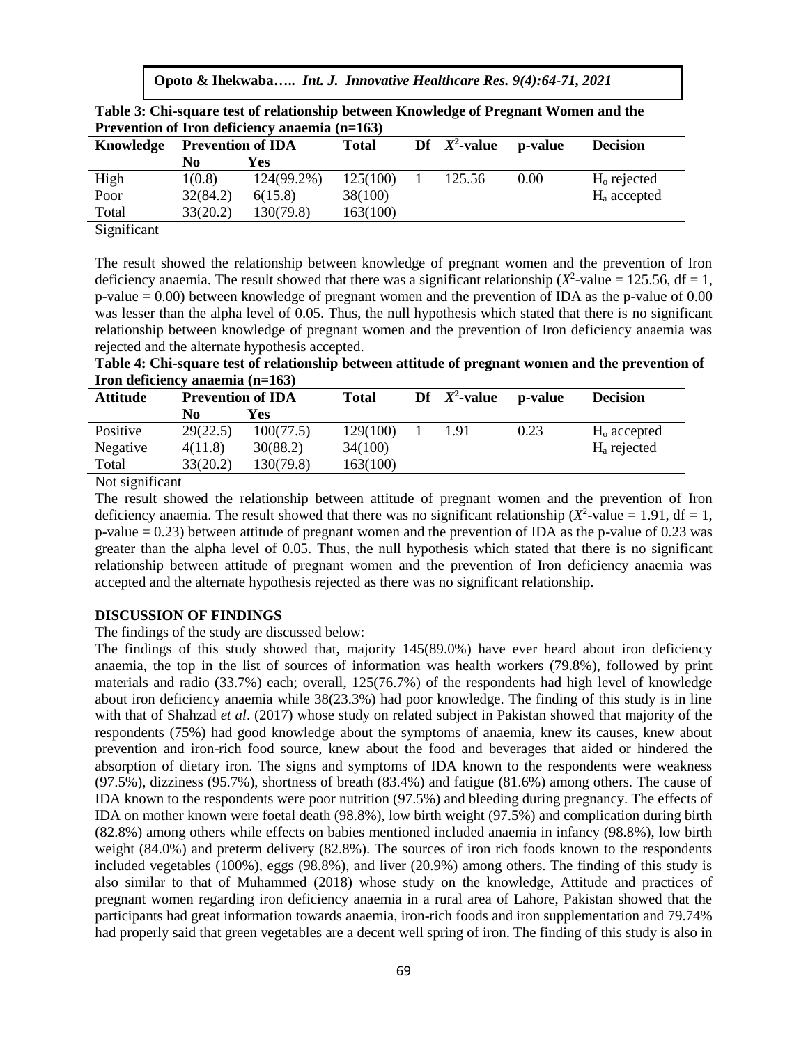**Table 3: Chi-square test of relationship between Knowledge of Pregnant Women and the Prevention of Iron deficiency anaemia (n=163)**

| Knowledge | Prevention of IDA | | Total | Df | $X^2$-value | p-value | Decision |
|---|---|---|---|---|---|---|---|
| | No | Yes | | | | | |
| High | 1(0.8) | 124(99.2%) | 125(100) | 1 | 125.56 | 0.00 | $H_o$ rejected |
| Poor | 32(84.2) | 6(15.8) | 38(100) | | | | $H_a$ accepted |
| Total | 33(20.2) | 130(79.8) | 163(100) | | | | |

Significant

The result showed the relationship between knowledge of pregnant women and the prevention of Iron deficiency anaemia. The result showed that there was a significant relationship ($X^2$-value = 125.56, df = 1, p-value = 0.00) between knowledge of pregnant women and the prevention of IDA as the p-value of 0.00 was lesser than the alpha level of 0.05. Thus, the null hypothesis which stated that there is no significant relationship between knowledge of pregnant women and the prevention of Iron deficiency anaemia was rejected and the alternate hypothesis accepted.

**Table 4: Chi-square test of relationship between attitude of pregnant women and the prevention of Iron deficiency anaemia (n=163)**

| Attitude | Prevention of IDA | | Total | Df | $X^2$-value | p-value | Decision |
|---|---|---|---|---|---|---|---|
| | No | Yes | | | | | |
| Positive | 29(22.5) | 100(77.5) | 129(100) | 1 | 1.91 | 0.23 | $H_o$ accepted |
| Negative | 4(11.8) | 30(88.2) | 34(100) | | | | $H_a$ rejected |
| Total | 33(20.2) | 130(79.8) | 163(100) | | | | |

Not significant

The result showed the relationship between attitude of pregnant women and the prevention of Iron deficiency anaemia. The result showed that there was no significant relationship ($X^2$-value = 1.91, df = 1, p-value = 0.23) between attitude of pregnant women and the prevention of IDA as the p-value of 0.23 was greater than the alpha level of 0.05. Thus, the null hypothesis which stated that there is no significant relationship between attitude of pregnant women and the prevention of Iron deficiency anaemia was accepted and the alternate hypothesis rejected as there was no significant relationship.

## DISCUSSION OF FINDINGS

The findings of the study are discussed below:

The findings of this study showed that, majority 145(89.0%) have ever heard about iron deficiency anaemia, the top in the list of sources of information was health workers (79.8%), followed by print materials and radio (33.7%) each; overall, 125(76.7%) of the respondents had high level of knowledge about iron deficiency anaemia while 38(23.3%) had poor knowledge. The finding of this study is in line with that of Shahzad *et al*. (2017) whose study on related subject in Pakistan showed that majority of the respondents (75%) had good knowledge about the symptoms of anaemia, knew its causes, knew about prevention and iron-rich food source, knew about the food and beverages that aided or hindered the absorption of dietary iron. The signs and symptoms of IDA known to the respondents were weakness (97.5%), dizziness (95.7%), shortness of breath (83.4%) and fatigue (81.6%) among others. The cause of IDA known to the respondents were poor nutrition (97.5%) and bleeding during pregnancy. The effects of IDA on mother known were foetal death (98.8%), low birth weight (97.5%) and complication during birth (82.8%) among others while effects on babies mentioned included anaemia in infancy (98.8%), low birth weight (84.0%) and preterm delivery (82.8%). The sources of iron rich foods known to the respondents included vegetables (100%), eggs (98.8%), and liver (20.9%) among others. The finding of this study is also similar to that of Muhammed (2018) whose study on the knowledge, Attitude and practices of pregnant women regarding iron deficiency anaemia in a rural area of Lahore, Pakistan showed that the participants had great information towards anaemia, iron-rich foods and iron supplementation and 79.74% had properly said that green vegetables are a decent well spring of iron. The finding of this study is also in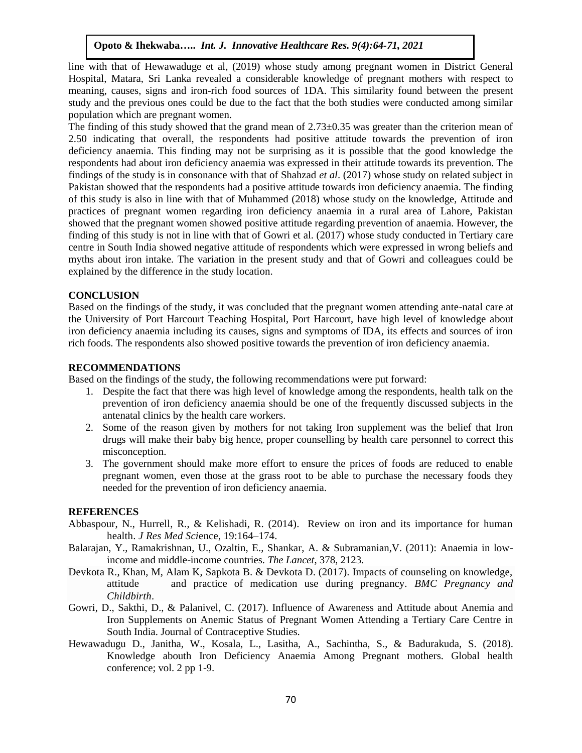line with that of Hewawaduge et al, (2019) whose study among pregnant women in District General Hospital, Matara, Sri Lanka revealed a considerable knowledge of pregnant mothers with respect to meaning, causes, signs and iron-rich food sources of 1DA. This similarity found between the present study and the previous ones could be due to the fact that the both studies were conducted among similar population which are pregnant women.

The finding of this study showed that the grand mean of 2.73±0.35 was greater than the criterion mean of 2.50 indicating that overall, the respondents had positive attitude towards the prevention of iron deficiency anaemia. This finding may not be surprising as it is possible that the good knowledge the respondents had about iron deficiency anaemia was expressed in their attitude towards its prevention. The findings of the study is in consonance with that of Shahzad *et al*. (2017) whose study on related subject in Pakistan showed that the respondents had a positive attitude towards iron deficiency anaemia. The finding of this study is also in line with that of Muhammed (2018) whose study on the knowledge, Attitude and practices of pregnant women regarding iron deficiency anaemia in a rural area of Lahore, Pakistan showed that the pregnant women showed positive attitude regarding prevention of anaemia. However, the finding of this study is not in line with that of Gowri et al. (2017) whose study conducted in Tertiary care centre in South India showed negative attitude of respondents which were expressed in wrong beliefs and myths about iron intake. The variation in the present study and that of Gowri and colleagues could be explained by the difference in the study location.

## CONCLUSION

Based on the findings of the study, it was concluded that the pregnant women attending ante-natal care at the University of Port Harcourt Teaching Hospital, Port Harcourt, have high level of knowledge about iron deficiency anaemia including its causes, signs and symptoms of IDA, its effects and sources of iron rich foods. The respondents also showed positive towards the prevention of iron deficiency anaemia.

## RECOMMENDATIONS

Based on the findings of the study, the following recommendations were put forward:

1. Despite the fact that there was high level of knowledge among the respondents, health talk on the prevention of iron deficiency anaemia should be one of the frequently discussed subjects in the antenatal clinics by the health care workers.
2. Some of the reason given by mothers for not taking Iron supplement was the belief that Iron drugs will make their baby big hence, proper counselling by health care personnel to correct this misconception.
3. The government should make more effort to ensure the prices of foods are reduced to enable pregnant women, even those at the grass root to be able to purchase the necessary foods they needed for the prevention of iron deficiency anaemia.

## REFERENCES

Abbaspour, N., Hurrell, R., & Kelishadi, R. (2014). Review on iron and its importance for human health. *J Res Med Sci*ence, 19:164–174.

Balarajan, Y., Ramakrishnan, U., Ozaltin, E., Shankar, A. & Subramanian,V. (2011): Anaemia in low-income and middle-income countries. *The Lancet*, 378, 2123.

Devkota R., Khan, M, Alam K, Sapkota B. & Devkota D. (2017). Impacts of counseling on knowledge, attitude and practice of medication use during pregnancy. *BMC Pregnancy and Childbirth*.

Gowri, D., Sakthi, D., & Palanivel, C. (2017). Influence of Awareness and Attitude about Anemia and Iron Supplements on Anemic Status of Pregnant Women Attending a Tertiary Care Centre in South India. Journal of Contraceptive Studies.

Hewawadugu D., Janitha, W., Kosala, L., Lasitha, A., Sachintha, S., & Badurakuda, S. (2018). Knowledge abouth Iron Deficiency Anaemia Among Pregnant mothers. Global health conference; vol. 2 pp 1-9.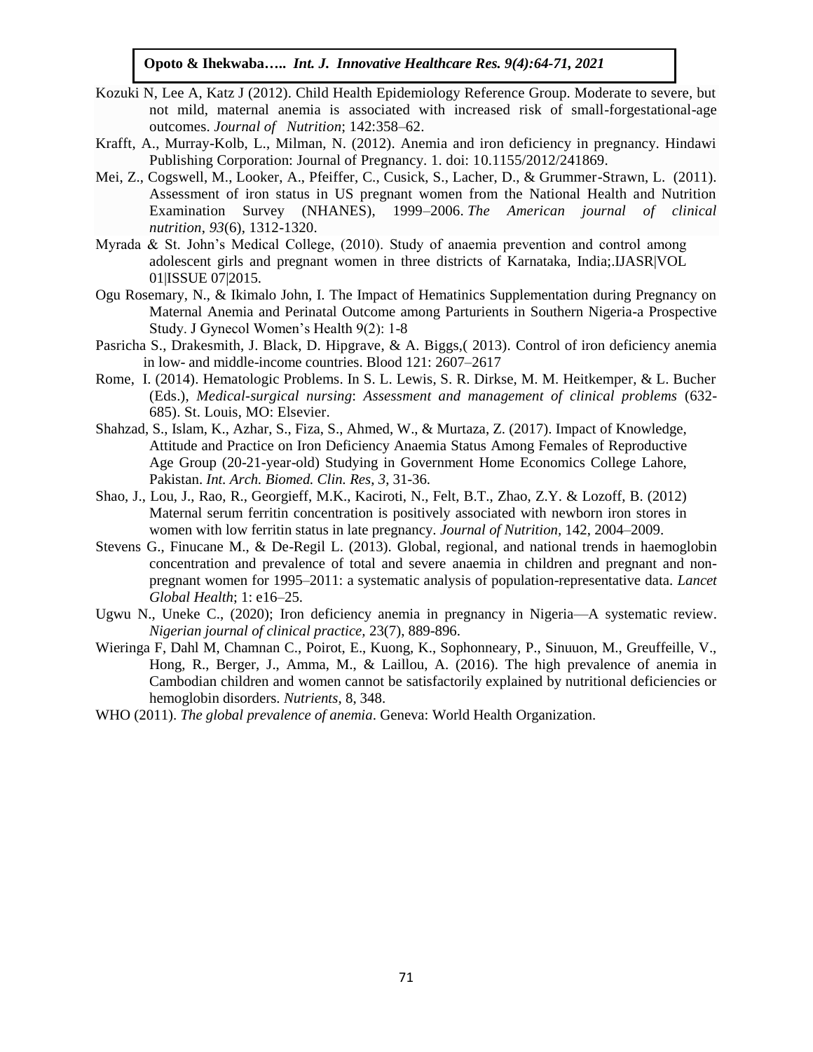Kozuki N, Lee A, Katz J (2012). Child Health Epidemiology Reference Group. Moderate to severe, but not mild, maternal anemia is associated with increased risk of small-forgestational-age outcomes. *Journal of Nutrition*; 142:358–62.

Krafft, A., Murray-Kolb, L., Milman, N. (2012). Anemia and iron deficiency in pregnancy. Hindawi Publishing Corporation: Journal of Pregnancy. 1. doi: 10.1155/2012/241869.

Mei, Z., Cogswell, M., Looker, A., Pfeiffer, C., Cusick, S., Lacher, D., & Grummer-Strawn, L. (2011). Assessment of iron status in US pregnant women from the National Health and Nutrition Examination Survey (NHANES), 1999–2006. *The American journal of clinical nutrition*, *93*(6), 1312-1320.

Myrada & St. John's Medical College, (2010). Study of anaemia prevention and control among adolescent girls and pregnant women in three districts of Karnataka, India;.IJASR|VOL 01|ISSUE 07|2015.

Ogu Rosemary, N., & Ikimalo John, I. The Impact of Hematinics Supplementation during Pregnancy on Maternal Anemia and Perinatal Outcome among Parturients in Southern Nigeria-a Prospective Study. J Gynecol Women's Health 9(2): 1-8

Pasricha S., Drakesmith, J. Black, D. Hipgrave, & A. Biggs,( 2013). Control of iron deficiency anemia in low- and middle-income countries. Blood 121: 2607–2617

Rome, I. (2014). Hematologic Problems. In S. L. Lewis, S. R. Dirkse, M. M. Heitkemper, & L. Bucher (Eds.), *Medical-surgical nursing*: *Assessment and management of clinical problems* (632-685). St. Louis, MO: Elsevier.

Shahzad, S., Islam, K., Azhar, S., Fiza, S., Ahmed, W., & Murtaza, Z. (2017). Impact of Knowledge, Attitude and Practice on Iron Deficiency Anaemia Status Among Females of Reproductive Age Group (20-21-year-old) Studying in Government Home Economics College Lahore, Pakistan. *Int. Arch. Biomed. Clin. Res, 3*, 31-36.

Shao, J., Lou, J., Rao, R., Georgieff, M.K., Kaciroti, N., Felt, B.T., Zhao, Z.Y. & Lozoff, B. (2012) Maternal serum ferritin concentration is positively associated with newborn iron stores in women with low ferritin status in late pregnancy. *Journal of Nutrition,* 142, 2004–2009.

Stevens G., Finucane M., & De-Regil L. (2013). Global, regional, and national trends in haemoglobin concentration and prevalence of total and severe anaemia in children and pregnant and non-pregnant women for 1995–2011: a systematic analysis of population-representative data. *Lancet Global Health*; 1: e16–25.

Ugwu N., Uneke C., (2020); Iron deficiency anemia in pregnancy in Nigeria—A systematic review. *Nigerian journal of clinical practice,* 23(7), 889-896.

Wieringa F, Dahl M, Chamnan C., Poirot, E., Kuong, K., Sophonneary, P., Sinuuon, M., Greuffeille, V., Hong, R., Berger, J., Amma, M., & Laillou, A. (2016). The high prevalence of anemia in Cambodian children and women cannot be satisfactorily explained by nutritional deficiencies or hemoglobin disorders. *Nutrients*, 8, 348.

WHO (2011). *The global prevalence of anemia*. Geneva: World Health Organization.